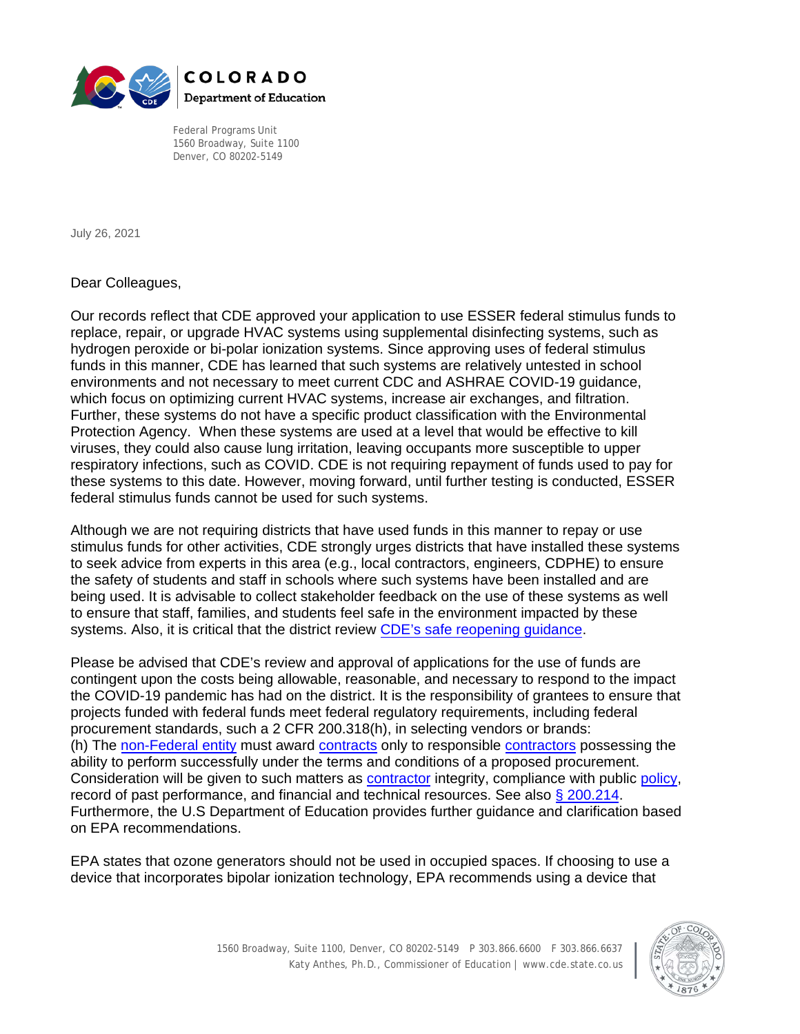**COLORADO**
**Department of Education**

Federal Programs Unit
1560 Broadway, Suite 1100
Denver, CO 80202-5149

July 26, 2021

Dear Colleagues,

Our records reflect that CDE approved your application to use ESSER federal stimulus funds to replace, repair, or upgrade HVAC systems using supplemental disinfecting systems, such as hydrogen peroxide or bi-polar ionization systems. Since approving uses of federal stimulus funds in this manner, CDE has learned that such systems are relatively untested in school environments and not necessary to meet current CDC and ASHRAE COVID-19 guidance, which focus on optimizing current HVAC systems, increase air exchanges, and filtration. Further, these systems do not have a specific product classification with the Environmental Protection Agency. When these systems are used at a level that would be effective to kill viruses, they could also cause lung irritation, leaving occupants more susceptible to upper respiratory infections, such as COVID. CDE is not requiring repayment of funds used to pay for these systems to this date. However, moving forward, until further testing is conducted, ESSER federal stimulus funds cannot be used for such systems.

Although we are not requiring districts that have used funds in this manner to repay or use stimulus funds for other activities, CDE strongly urges districts that have installed these systems to seek advice from experts in this area (e.g., local contractors, engineers, CDPHE) to ensure the safety of students and staff in schools where such systems have been installed and are being used. It is advisable to collect stakeholder feedback on the use of these systems as well to ensure that staff, families, and students feel safe in the environment impacted by these systems. Also, it is critical that the district review CDE's safe reopening guidance.

Please be advised that CDE's review and approval of applications for the use of funds are contingent upon the costs being allowable, reasonable, and necessary to respond to the impact the COVID-19 pandemic has had on the district. It is the responsibility of grantees to ensure that projects funded with federal funds meet federal regulatory requirements, including federal procurement standards, such a 2 CFR 200.318(h), in selecting vendors or brands:
(h) The non-Federal entity must award contracts only to responsible contractors possessing the ability to perform successfully under the terms and conditions of a proposed procurement. Consideration will be given to such matters as contractor integrity, compliance with public policy, record of past performance, and financial and technical resources. See also § 200.214. Furthermore, the U.S Department of Education provides further guidance and clarification based on EPA recommendations.

EPA states that ozone generators should not be used in occupied spaces. If choosing to use a device that incorporates bipolar ionization technology, EPA recommends using a device that

1560 Broadway, Suite 1100, Denver, CO 80202-5149 P 303.866.6600 F 303.866.6637
Katy Anthes, Ph.D., Commissioner of Education | www.cde.state.co.us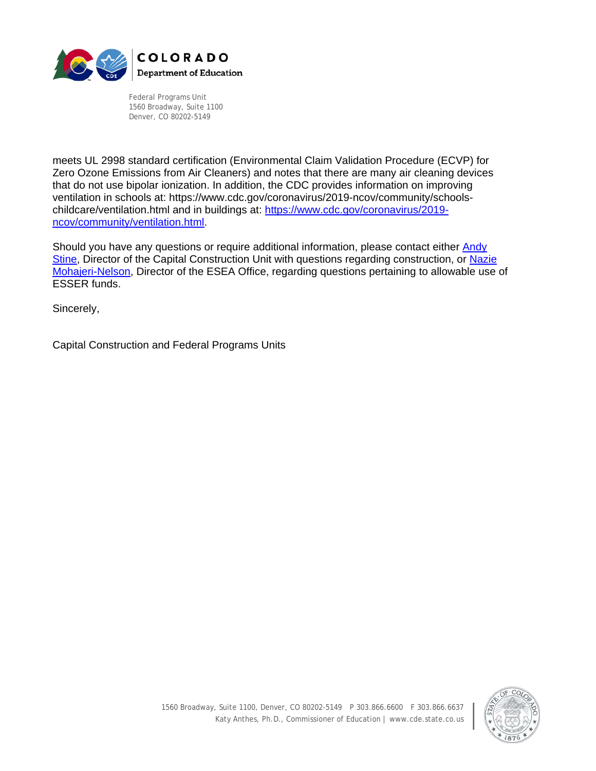meets UL 2998 standard certification (Environmental Claim Validation Procedure (ECVP) for Zero Ozone Emissions from Air Cleaners) and notes that there are many air cleaning devices that do not use bipolar ionization. In addition, the CDC provides information on improving ventilation in schools at: https://www.cdc.gov/coronavirus/2019-ncov/community/schools-childcare/ventilation.html and in buildings at: [https://www.cdc.gov/coronavirus/2019-ncov/community/ventilation.html](https://www.cdc.gov/coronavirus/2019-ncov/community/ventilation.html).

Should you have any questions or require additional information, please contact either [Andy Stine](), Director of the Capital Construction Unit with questions regarding construction, or [Nazie Mohajeri-Nelson](), Director of the ESEA Office, regarding questions pertaining to allowable use of ESSER funds.

Sincerely,

Capital Construction and Federal Programs Units